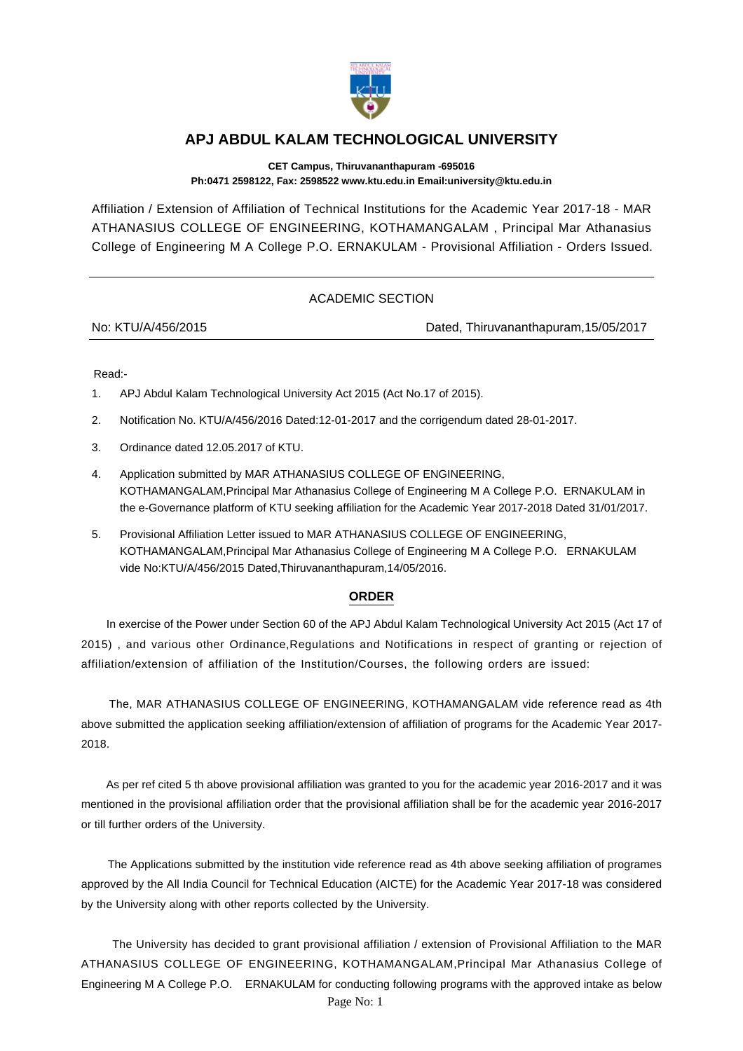# APJ ABDUL KALAM TECHNOLOGICAL UNIVERSITY

**CET Campus, Thiruvananthapuram -695016**
**Ph:0471 2598122, Fax: 2598522 www.ktu.edu.in Email:university@ktu.edu.in**

Affiliation / Extension of Affiliation of Technical Institutions for the Academic Year 2017-18 - MAR ATHANASIUS COLLEGE OF ENGINEERING, KOTHAMANGALAM , Principal Mar Athanasius College of Engineering M A College P.O. ERNAKULAM - Provisional Affiliation - Orders Issued.

---

ACADEMIC SECTION

No: KTU/A/456/2015 Dated, Thiruvananthapuram,15/05/2017

---

Read:-

1. APJ Abdul Kalam Technological University Act 2015 (Act No.17 of 2015).
2. Notification No. KTU/A/456/2016 Dated:12-01-2017 and the corrigendum dated 28-01-2017.
3. Ordinance dated 12.05.2017 of KTU.
4. Application submitted by MAR ATHANASIUS COLLEGE OF ENGINEERING, KOTHAMANGALAM,Principal Mar Athanasius College of Engineering M A College P.O. ERNAKULAM in the e-Governance platform of KTU seeking affiliation for the Academic Year 2017-2018 Dated 31/01/2017.
5. Provisional Affiliation Letter issued to MAR ATHANASIUS COLLEGE OF ENGINEERING, KOTHAMANGALAM,Principal Mar Athanasius College of Engineering M A College P.O. ERNAKULAM vide No:KTU/A/456/2015 Dated,Thiruvananthapuram,14/05/2016.

## ORDER

In exercise of the Power under Section 60 of the APJ Abdul Kalam Technological University Act 2015 (Act 17 of 2015) , and various other Ordinance,Regulations and Notifications in respect of granting or rejection of affiliation/extension of affiliation of the Institution/Courses, the following orders are issued:

The, MAR ATHANASIUS COLLEGE OF ENGINEERING, KOTHAMANGALAM vide reference read as 4th above submitted the application seeking affiliation/extension of affiliation of programs for the Academic Year 2017-2018.

As per ref cited 5 th above provisional affiliation was granted to you for the academic year 2016-2017 and it was mentioned in the provisional affiliation order that the provisional affiliation shall be for the academic year 2016-2017 or till further orders of the University.

The Applications submitted by the institution vide reference read as 4th above seeking affiliation of programes approved by the All India Council for Technical Education (AICTE) for the Academic Year 2017-18 was considered by the University along with other reports collected by the University.

The University has decided to grant provisional affiliation / extension of Provisional Affiliation to the MAR ATHANASIUS COLLEGE OF ENGINEERING, KOTHAMANGALAM,Principal Mar Athanasius College of Engineering M A College P.O. ERNAKULAM for conducting following programs with the approved intake as below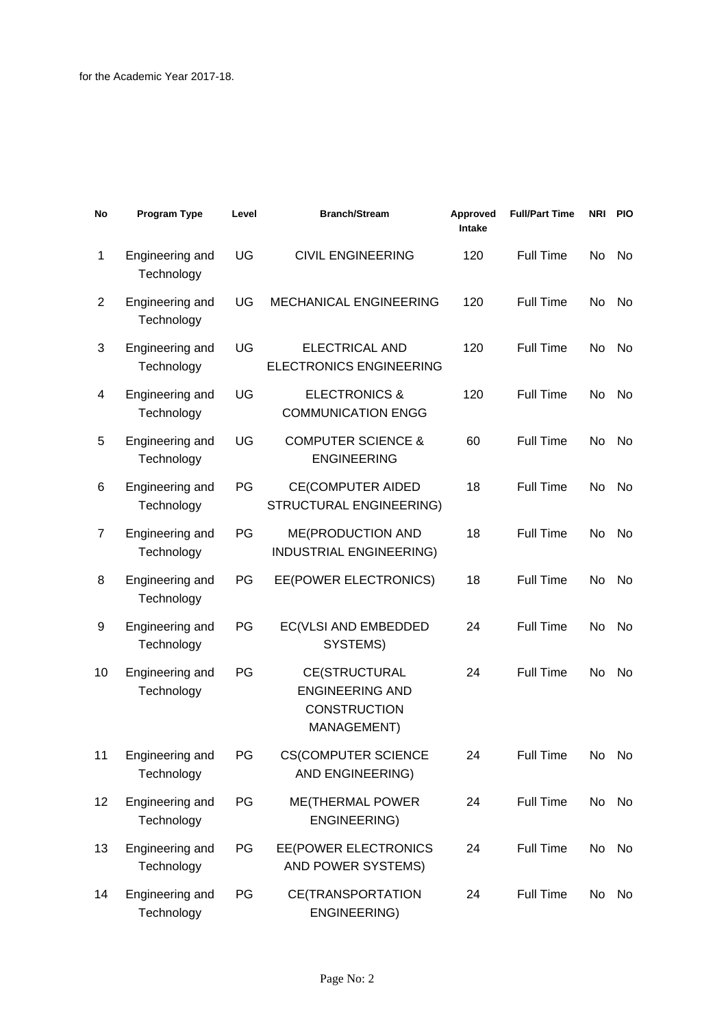for the Academic Year 2017-18.

| No | Program Type | Level | Branch/Stream | Approved Intake | Full/Part Time | NRI | PIO |
|---|---|---|---|---|---|---|---|
| 1 | Engineering and Technology | UG | CIVIL ENGINEERING | 120 | Full Time | No | No |
| 2 | Engineering and Technology | UG | MECHANICAL ENGINEERING | 120 | Full Time | No | No |
| 3 | Engineering and Technology | UG | ELECTRICAL AND ELECTRONICS ENGINEERING | 120 | Full Time | No | No |
| 4 | Engineering and Technology | UG | ELECTRONICS & COMMUNICATION ENGG | 120 | Full Time | No | No |
| 5 | Engineering and Technology | UG | COMPUTER SCIENCE & ENGINEERING | 60 | Full Time | No | No |
| 6 | Engineering and Technology | PG | CE(COMPUTER AIDED STRUCTURAL ENGINEERING) | 18 | Full Time | No | No |
| 7 | Engineering and Technology | PG | ME(PRODUCTION AND INDUSTRIAL ENGINEERING) | 18 | Full Time | No | No |
| 8 | Engineering and Technology | PG | EE(POWER ELECTRONICS) | 18 | Full Time | No | No |
| 9 | Engineering and Technology | PG | EC(VLSI AND EMBEDDED SYSTEMS) | 24 | Full Time | No | No |
| 10 | Engineering and Technology | PG | CE(STRUCTURAL ENGINEERING AND CONSTRUCTION MANAGEMENT) | 24 | Full Time | No | No |
| 11 | Engineering and Technology | PG | CS(COMPUTER SCIENCE AND ENGINEERING) | 24 | Full Time | No | No |
| 12 | Engineering and Technology | PG | ME(THERMAL POWER ENGINEERING) | 24 | Full Time | No | No |
| 13 | Engineering and Technology | PG | EE(POWER ELECTRONICS AND POWER SYSTEMS) | 24 | Full Time | No | No |
| 14 | Engineering and Technology | PG | CE(TRANSPORTATION ENGINEERING) | 24 | Full Time | No | No |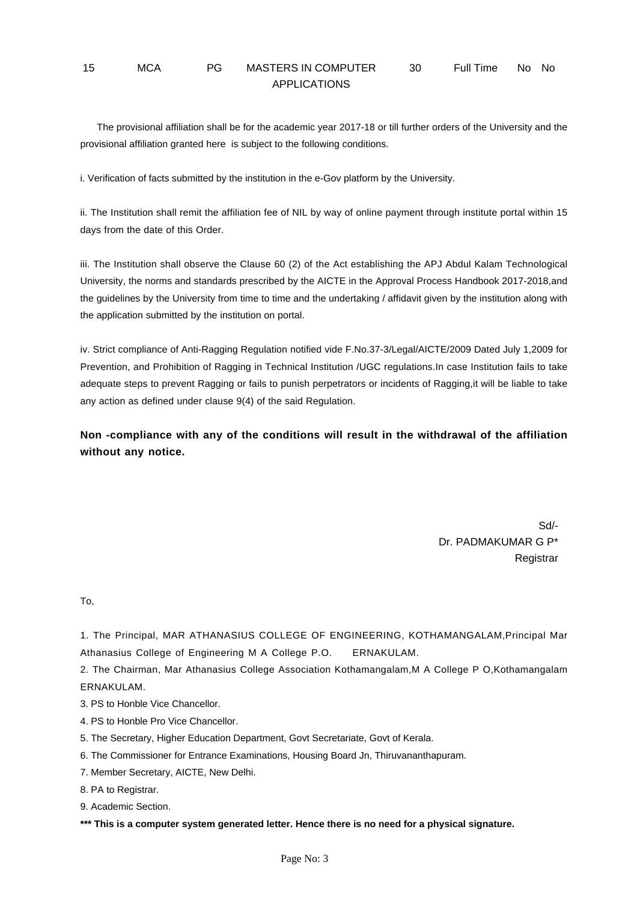| | | | | | | | |
|---|---|---|---|---|---|---|---|
| 15 | MCA | PG | MASTERS IN COMPUTER APPLICATIONS | 30 | Full Time | No | No |

The provisional affiliation shall be for the academic year 2017-18 or till further orders of the University and the provisional affiliation granted here is subject to the following conditions.

i. Verification of facts submitted by the institution in the e-Gov platform by the University.

ii. The Institution shall remit the affiliation fee of NIL by way of online payment through institute portal within 15 days from the date of this Order.

iii. The Institution shall observe the Clause 60 (2) of the Act establishing the APJ Abdul Kalam Technological University, the norms and standards prescribed by the AICTE in the Approval Process Handbook 2017-2018,and the guidelines by the University from time to time and the undertaking / affidavit given by the institution along with the application submitted by the institution on portal.

iv. Strict compliance of Anti-Ragging Regulation notified vide F.No.37-3/Legal/AICTE/2009 Dated July 1,2009 for Prevention, and Prohibition of Ragging in Technical Institution /UGC regulations.In case Institution fails to take adequate steps to prevent Ragging or fails to punish perpetrators or incidents of Ragging,it will be liable to take any action as defined under clause 9(4) of the said Regulation.

**Non -compliance with any of the conditions will result in the withdrawal of the affiliation without any notice.**

Sd/-
Dr. PADMAKUMAR G P*
Registrar

To,

1. The Principal, MAR ATHANASIUS COLLEGE OF ENGINEERING, KOTHAMANGALAM,Principal Mar Athanasius College of Engineering M A College P.O. ERNAKULAM.
2. The Chairman, Mar Athanasius College Association Kothamangalam,M A College P O,Kothamangalam ERNAKULAM.
3. PS to Honble Vice Chancellor.
4. PS to Honble Pro Vice Chancellor.
5. The Secretary, Higher Education Department, Govt Secretariate, Govt of Kerala.
6. The Commissioner for Entrance Examinations, Housing Board Jn, Thiruvananthapuram.
7. Member Secretary, AICTE, New Delhi.
8. PA to Registrar.
9. Academic Section.

**\*\*\* This is a computer system generated letter. Hence there is no need for a physical signature.**